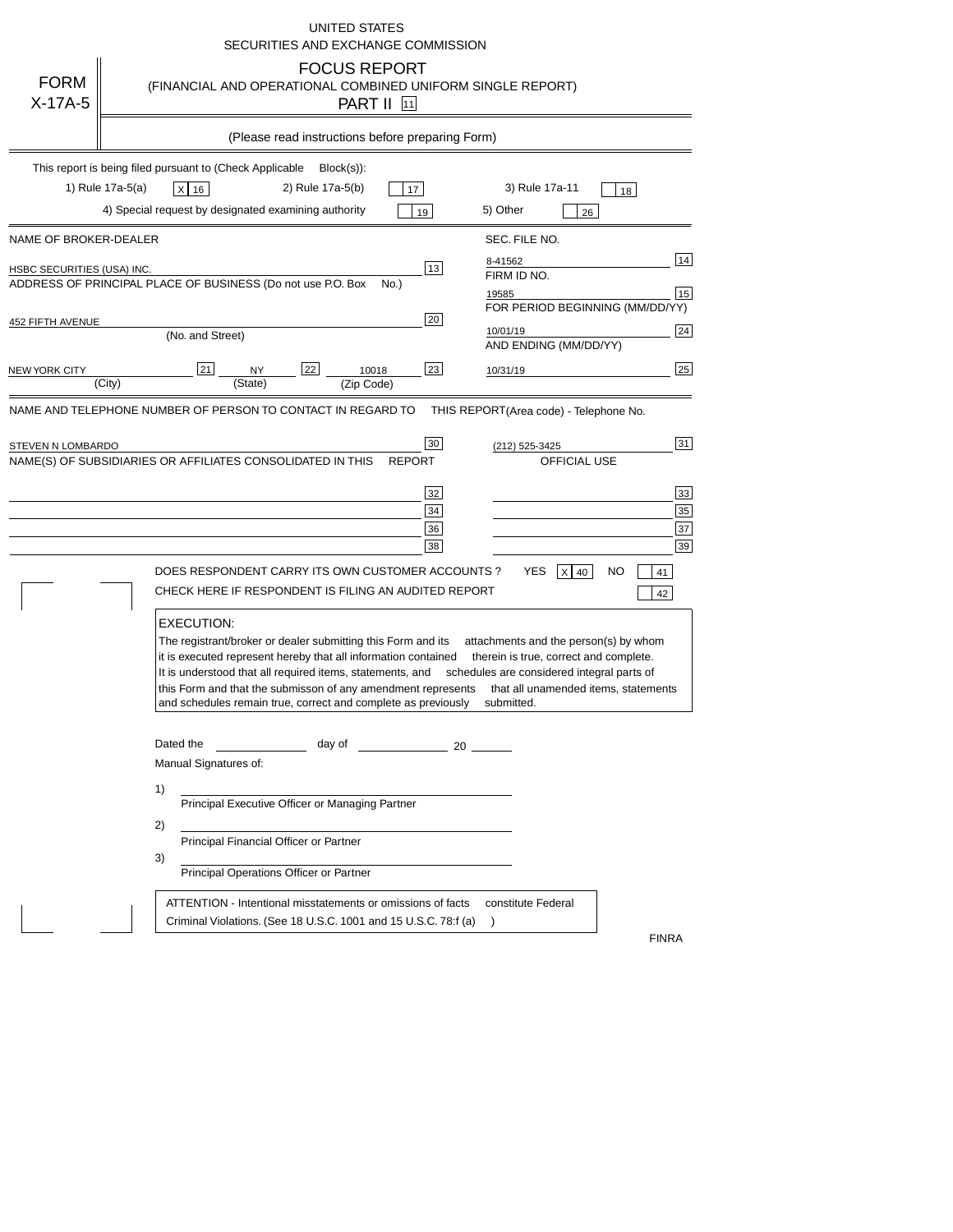UNITED STATES
SECURITIES AND EXCHANGE COMMISSION

FORM X-17A-5

# FOCUS REPORT

(FINANCIAL AND OPERATIONAL COMBINED UNIFORM SINGLE REPORT)

PART II [11]

(Please read instructions before preparing Form)

This report is being filed pursuant to (Check Applicable Block(s)):

1) Rule 17a-5(a) [X] [16]     2) Rule 17a-5(b) [ ] [17]     3) Rule 17a-11 [ ] [18]

4) Special request by designated examining authority [ ] [19]     5) Other [ ] [26]

| NAME OF BROKER-DEALER | | SEC. FILE NO. | |
|---|---|---|---|
| HSBC SECURITIES (USA) INC. | [13] | 8-41562 | [14] |
| ADDRESS OF PRINCIPAL PLACE OF BUSINESS (Do not use P.O. Box No.) | | FIRM ID NO. | |
| | | 19585 | [15] |
| 452 FIFTH AVENUE | [20] | FOR PERIOD BEGINNING (MM/DD/YY) | |
| (No. and Street) | | 10/01/19 | [24] |
| NEW YORK CITY [21] (City) NY [22] (State) 10018 (Zip Code) | [23] | AND ENDING (MM/DD/YY) | |
| | | 10/31/19 | [25] |

| NAME AND TELEPHONE NUMBER OF PERSON TO CONTACT IN REGARD TO THIS REPORT | | (Area code) - Telephone No. | |
|---|---|---|---|
| STEVEN N LOMBARDO | [30] | (212) 525-3425 | [31] |
| NAME(S) OF SUBSIDIARIES OR AFFILIATES CONSOLIDATED IN THIS REPORT | | OFFICIAL USE | |
| | [32] | | [33] |
| | [34] | | [35] |
| | [36] | | [37] |
| | [38] | | [39] |

DOES RESPONDENT CARRY ITS OWN CUSTOMER ACCOUNTS? YES [X] [40] NO [ ] [41]

CHECK HERE IF RESPONDENT IS FILING AN AUDITED REPORT [ ] [42]

EXECUTION:

The registrant/broker or dealer submitting this Form and its attachments and the person(s) by whom it is executed represent hereby that all information contained therein is true, correct and complete. It is understood that all required items, statements, and schedules are considered integral parts of this Form and that the submisson of any amendment represents that all unamended items, statements and schedules remain true, correct and complete as previously submitted.

Dated the ____________ day of ____________ 20 ______

Manual Signatures of:

1) ______________________________
Principal Executive Officer or Managing Partner

2) ______________________________
Principal Financial Officer or Partner

3) ______________________________
Principal Operations Officer or Partner

ATTENTION - Intentional misstatements or omissions of facts constitute Federal Criminal Violations. (See 18 U.S.C. 1001 and 15 U.S.C. 78:f (a) )

FINRA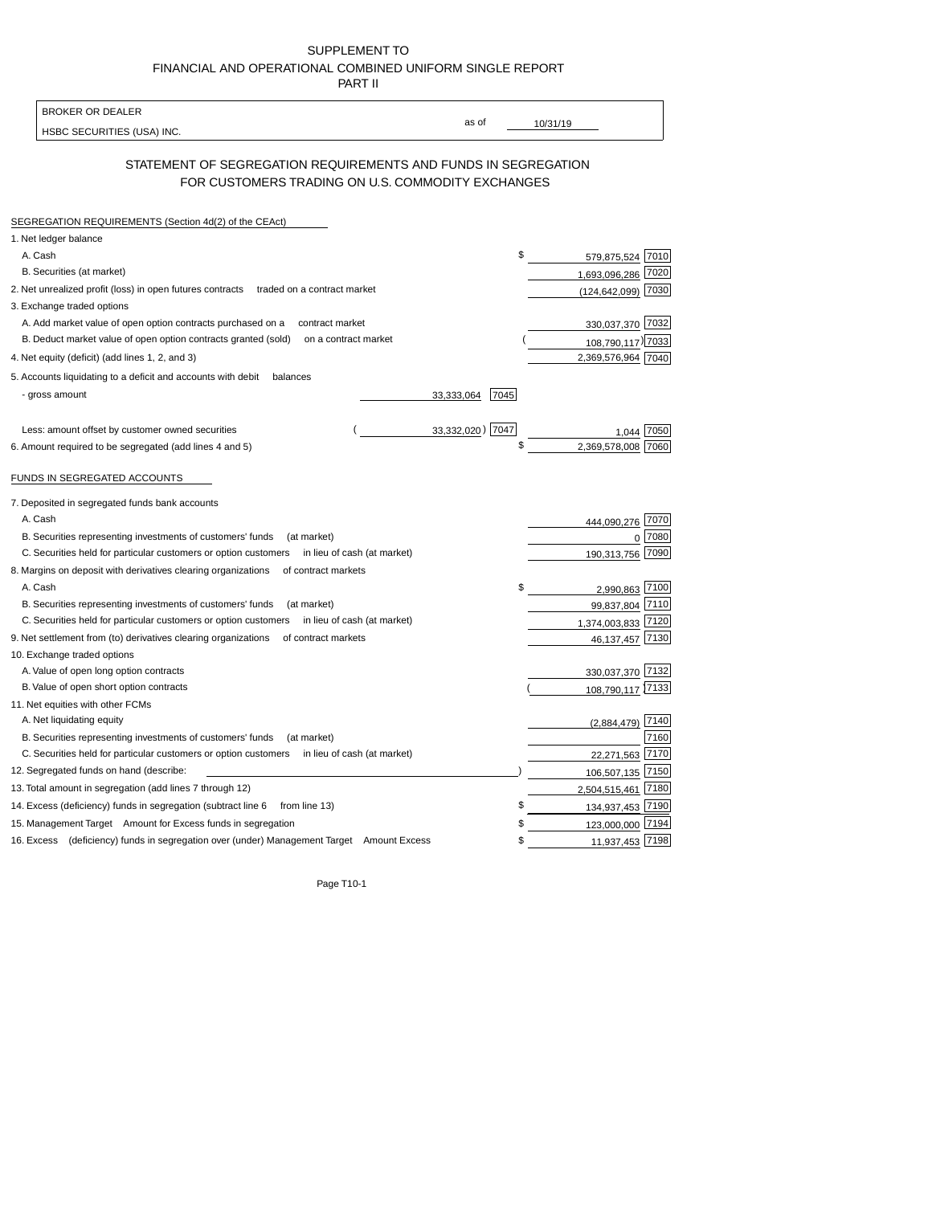SUPPLEMENT TO
FINANCIAL AND OPERATIONAL COMBINED UNIFORM SINGLE REPORT
PART II

| BROKER OR DEALER | | |
|---|---|---|
| HSBC SECURITIES (USA) INC. | as of | 10/31/19 |

## STATEMENT OF SEGREGATION REQUIREMENTS AND FUNDS IN SEGREGATION FOR CUSTOMERS TRADING ON U.S. COMMODITY EXCHANGES

| | | | | |
|---|---|---|---|---|
| **SEGREGATION REQUIREMENTS (Section 4d(2) of the CEAct)** | | | | |
| 1. Net ledger balance | | | | |
| A. Cash | | | $ 579,875,524 | 7010 |
| B. Securities (at market) | | | 1,693,096,286 | 7020 |
| 2. Net unrealized profit (loss) in open futures contracts traded on a contract market | | | (124,642,099) | 7030 |
| 3. Exchange traded options | | | | |
| A. Add market value of open option contracts purchased on a contract market | | | 330,037,370 | 7032 |
| B. Deduct market value of open option contracts granted (sold) on a contract market | | | (108,790,117) | 7033 |
| 4. Net equity (deficit) (add lines 1, 2, and 3) | | | 2,369,576,964 | 7040 |
| 5. Accounts liquidating to a deficit and accounts with debit balances | | | | |
| - gross amount | 33,333,064 | 7045 | | |
| Less: amount offset by customer owned securities | (33,332,020) | 7047 | 1,044 | 7050 |
| 6. Amount required to be segregated (add lines 4 and 5) | | | $ 2,369,578,008 | 7060 |
| **FUNDS IN SEGREGATED ACCOUNTS** | | | | |
| 7. Deposited in segregated funds bank accounts | | | | |
| A. Cash | | | 444,090,276 | 7070 |
| B. Securities representing investments of customers' funds (at market) | | | 0 | 7080 |
| C. Securities held for particular customers or option customers in lieu of cash (at market) | | | 190,313,756 | 7090 |
| 8. Margins on deposit with derivatives clearing organizations of contract markets | | | | |
| A. Cash | | | $ 2,990,863 | 7100 |
| B. Securities representing investments of customers' funds (at market) | | | 99,837,804 | 7110 |
| C. Securities held for particular customers or option customers in lieu of cash (at market) | | | 1,374,003,833 | 7120 |
| 9. Net settlement from (to) derivatives clearing organizations of contract markets | | | 46,137,457 | 7130 |
| 10. Exchange traded options | | | | |
| A. Value of open long option contracts | | | 330,037,370 | 7132 |
| B. Value of open short option contracts | | | (108,790,117) | 7133 |
| 11. Net equities with other FCMs | | | | |
| A. Net liquidating equity | | | (2,884,479) | 7140 |
| B. Securities representing investments of customers' funds (at market) | | | | 7160 |
| C. Securities held for particular customers or option customers in lieu of cash (at market) | | | 22,271,563 | 7170 |
| 12. Segregated funds on hand (describe: ) | | | 106,507,135 | 7150 |
| 13. Total amount in segregation (add lines 7 through 12) | | | 2,504,515,461 | 7180 |
| 14. Excess (deficiency) funds in segregation (subtract line 6 from line 13) | | | $ 134,937,453 | 7190 |
| 15. Management Target Amount for Excess funds in segregation | | | $ 123,000,000 | 7194 |
| 16. Excess (deficiency) funds in segregation over (under) Management Target Amount Excess | | | $ 11,937,453 | 7198 |

Page T10-1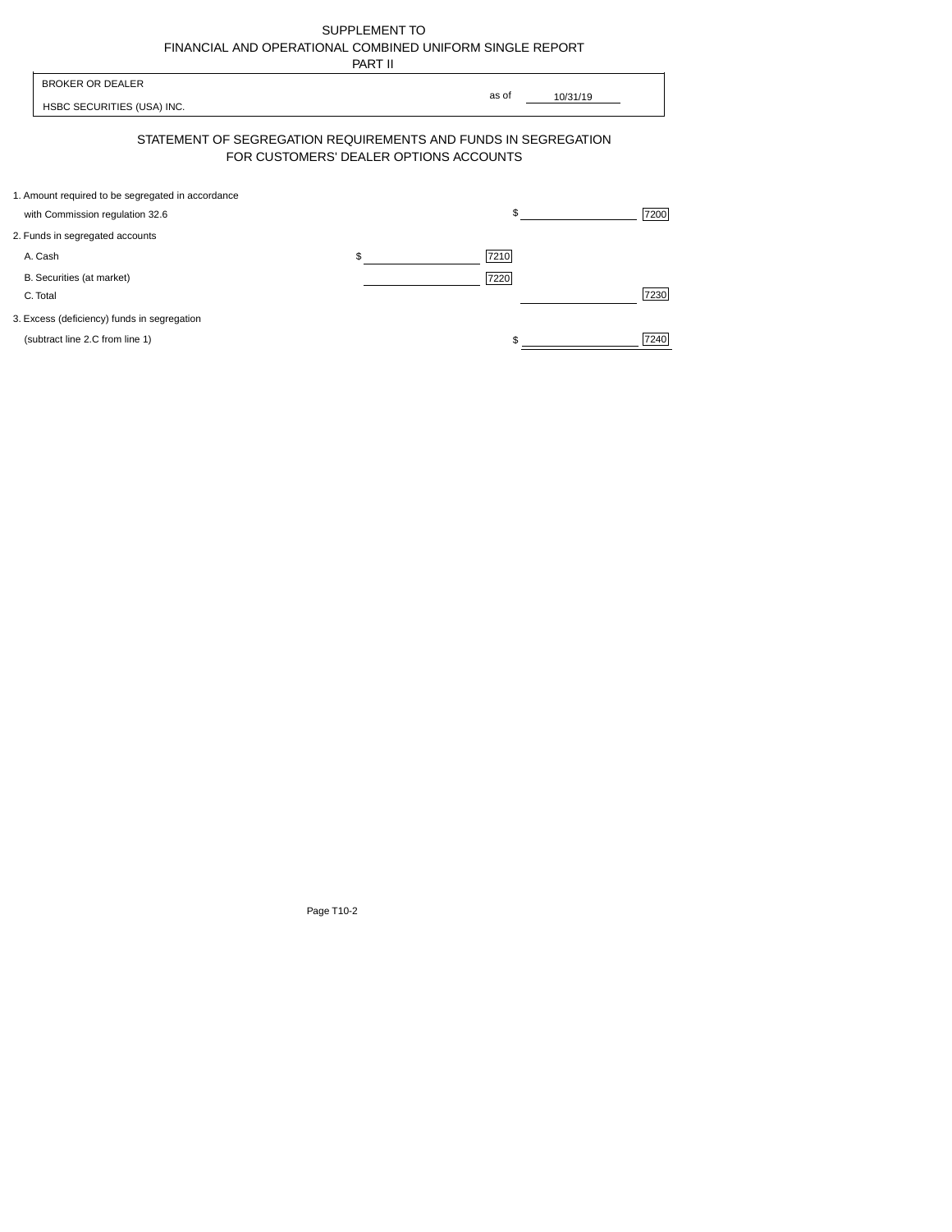SUPPLEMENT TO
FINANCIAL AND OPERATIONAL COMBINED UNIFORM SINGLE REPORT
PART II

| BROKER OR DEALER | |
|---|---|
| HSBC SECURITIES (USA) INC. | as of 10/31/19 |

## STATEMENT OF SEGREGATION REQUIREMENTS AND FUNDS IN SEGREGATION FOR CUSTOMERS' DEALER OPTIONS ACCOUNTS

| | | | | |
|---|---|---|---|---|
| 1. Amount required to be segregated in accordance with Commission regulation 32.6 | | | $ | 7200 |
| 2. Funds in segregated accounts | | | | |
| A. Cash | $ | 7210 | | |
| B. Securities (at market) | | 7220 | | |
| C. Total | | | | 7230 |
| 3. Excess (deficiency) funds in segregation (subtract line 2.C from line 1) | | | $ | 7240 |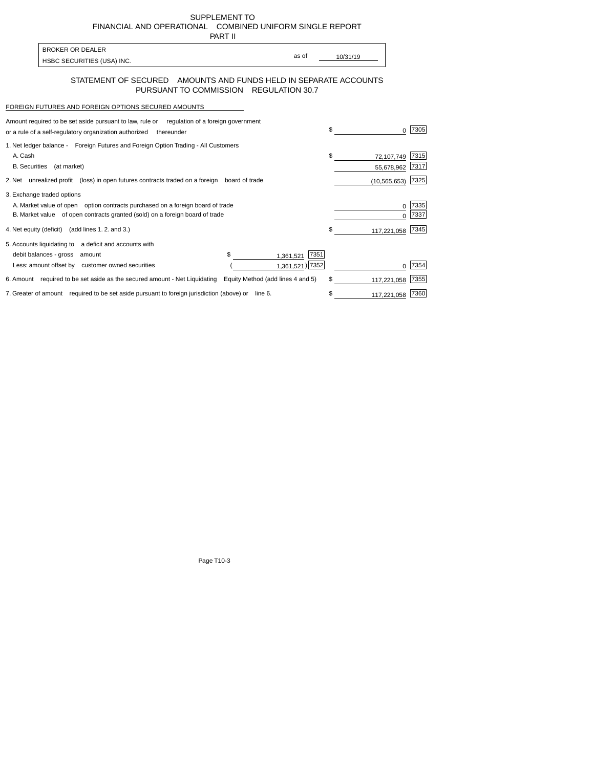SUPPLEMENT TO
FINANCIAL AND OPERATIONAL COMBINED UNIFORM SINGLE REPORT
PART II

BROKER OR DEALER
HSBC SECURITIES (USA) INC.

as of 10/31/19

## STATEMENT OF SECURED AMOUNTS AND FUNDS HELD IN SEPARATE ACCOUNTS PURSUANT TO COMMISSION REGULATION 30.7

FOREIGN FUTURES AND FOREIGN OPTIONS SECURED AMOUNTS

| Description | | | Amount | Code |
|---|---|---|---|---|
| Amount required to be set aside pursuant to law, rule or regulation of a foreign government or a rule of a self-regulatory organization authorized thereunder | | | $ 0 | 7305 |
| 1. Net ledger balance - Foreign Futures and Foreign Option Trading - All Customers | | | | |
| A. Cash | | | $ 72,107,749 | 7315 |
| B. Securities (at market) | | | 55,678,962 | 7317 |
| 2. Net unrealized profit (loss) in open futures contracts traded on a foreign board of trade | | | (10,565,653) | 7325 |
| 3. Exchange traded options | | | | |
| A. Market value of open option contracts purchased on a foreign board of trade | | | 0 | 7335 |
| B. Market value of open contracts granted (sold) on a foreign board of trade | | | 0 | 7337 |
| 4. Net equity (deficit) (add lines 1. 2. and 3.) | | | $ 117,221,058 | 7345 |
| 5. Accounts liquidating to a deficit and accounts with | | | | |
| debit balances - gross amount | $ 1,361,521 | 7351 | | |
| Less: amount offset by customer owned securities | (1,361,521) | 7352 | 0 | 7354 |
| 6. Amount required to be set aside as the secured amount - Net Liquidating Equity Method (add lines 4 and 5) | | | $ 117,221,058 | 7355 |
| 7. Greater of amount required to be set aside pursuant to foreign jurisdiction (above) or line 6. | | | $ 117,221,058 | 7360 |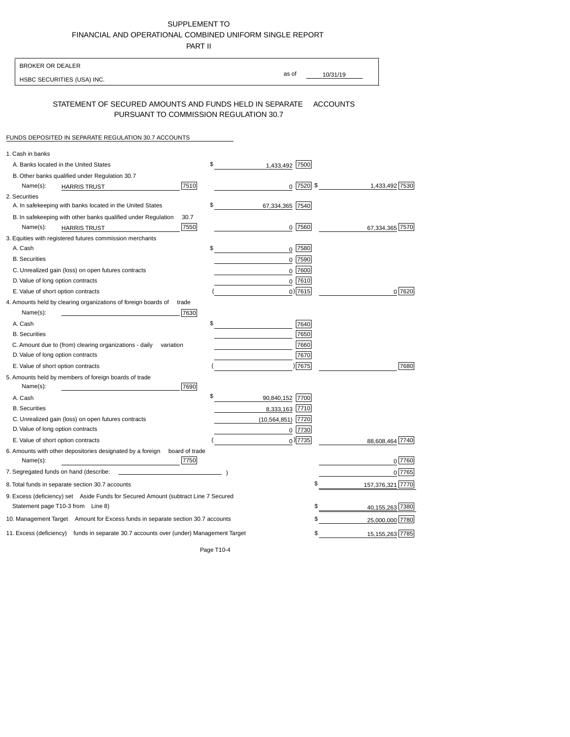SUPPLEMENT TO
FINANCIAL AND OPERATIONAL COMBINED UNIFORM SINGLE REPORT
PART II

| BROKER OR DEALER | | |
|---|---|---|
| HSBC SECURITIES (USA) INC. | as of | 10/31/19 |

## STATEMENT OF SECURED AMOUNTS AND FUNDS HELD IN SEPARATE ACCOUNTS PURSUANT TO COMMISSION REGULATION 30.7

FUNDS DEPOSITED IN SEPARATE REGULATION 30.7 ACCOUNTS

| | | | |
|---|---|---|---|
| 1. Cash in banks | | | |
| A. Banks located in the United States | | $ 1,433,492 [7500] | |
| B. Other banks qualified under Regulation 30.7 | | | |
| Name(s): HARRIS TRUST | [7510] | 0 [7520] | $ 1,433,492 [7530] |
| 2. Securities | | | |
| A. In safekeeping with banks located in the United States | | $ 67,334,365 [7540] | |
| B. In safekeeping with other banks qualified under Regulation 30.7 | | | |
| Name(s): HARRIS TRUST | [7550] | 0 [7560] | 67,334,365 [7570] |
| 3. Equities with registered futures commission merchants | | | |
| A. Cash | | $ 0 [7580] | |
| B. Securities | | 0 [7590] | |
| C. Unrealized gain (loss) on open futures contracts | | 0 [7600] | |
| D. Value of long option contracts | | 0 [7610] | |
| E. Value of short option contracts | | ( 0 ) [7615] | 0 [7620] |
| 4. Amounts held by clearing organizations of foreign boards of trade | | | |
| Name(s): | [7630] | | |
| A. Cash | | $ [7640] | |
| B. Securities | | [7650] | |
| C. Amount due to (from) clearing organizations - daily variation | | [7660] | |
| D. Value of long option contracts | | [7670] | |
| E. Value of short option contracts | | ( ) [7675] | [7680] |
| 5. Amounts held by members of foreign boards of trade | | | |
| Name(s): | [7690] | | |
| A. Cash | | $ 90,840,152 [7700] | |
| B. Securities | | 8,333,163 [7710] | |
| C. Unrealized gain (loss) on open futures contracts | | (10,564,851) [7720] | |
| D. Value of long option contracts | | 0 [7730] | |
| E. Value of short option contracts | | ( 0 ) [7735] | 88,608,464 [7740] |
| 6. Amounts with other depositories designated by a foreign board of trade | | | |
| Name(s): | [7750] | | 0 [7760] |
| 7. Segregated funds on hand (describe: ) | | | 0 [7765] |
| 8. Total funds in separate section 30.7 accounts | | | $ 157,376,321 [7770] |
| 9. Excess (deficiency) set Aside Funds for Secured Amount (subtract Line 7 Secured Statement page T10-3 from Line 8) | | | $ 40,155,263 [7380] |
| 10. Management Target Amount for Excess funds in separate section 30.7 accounts | | | $ 25,000,000 [7780] |
| 11. Excess (deficiency) funds in separate 30.7 accounts over (under) Management Target | | | $ 15,155,263 [7785] |

Page T10-4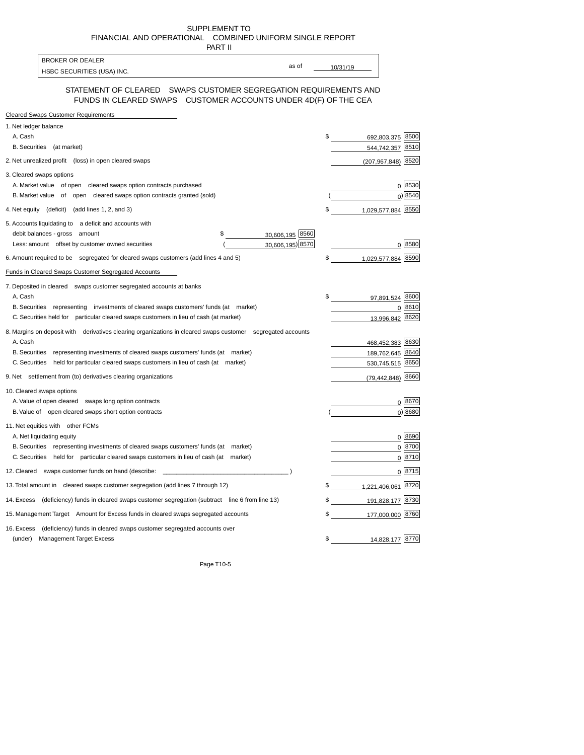SUPPLEMENT TO
FINANCIAL AND OPERATIONAL COMBINED UNIFORM SINGLE REPORT
PART II

| BROKER OR DEALER | |
|---|---|
| HSBC SECURITIES (USA) INC. | as of 10/31/19 |

## STATEMENT OF CLEARED SWAPS CUSTOMER SEGREGATION REQUIREMENTS AND FUNDS IN CLEARED SWAPS CUSTOMER ACCOUNTS UNDER 4D(F) OF THE CEA

**Cleared Swaps Customer Requirements**

| | | | | |
|---|---|---|---|---|
| 1. Net ledger balance | | | | |
| A. Cash | | | $ 692,803,375 | 8500 |
| B. Securities (at market) | | | 544,742,357 | 8510 |
| 2. Net unrealized profit (loss) in open cleared swaps | | | (207,967,848) | 8520 |
| 3. Cleared swaps options | | | | |
| A. Market value of open cleared swaps option contracts purchased | | | 0 | 8530 |
| B. Market value of open cleared swaps option contracts granted (sold) | | | ( 0) | 8540 |
| 4. Net equity (deficit) (add lines 1, 2, and 3) | | | $ 1,029,577,884 | 8550 |
| 5. Accounts liquidating to a deficit and accounts with | | | | |
| debit balances - gross amount | $ 30,606,195 | 8560 | | |
| Less: amount offset by customer owned securities | ( 30,606,195) | 8570 | 0 | 8580 |
| 6. Amount required to be segregated for cleared swaps customers (add lines 4 and 5) | | | $ 1,029,577,884 | 8590 |

**Funds in Cleared Swaps Customer Segregated Accounts**

| | | |
|---|---|---|
| 7. Deposited in cleared swaps customer segregated accounts at banks | | |
| A. Cash | $ 97,891,524 | 8600 |
| B. Securities representing investments of cleared swaps customers' funds (at market) | 0 | 8610 |
| C. Securities held for particular cleared swaps customers in lieu of cash (at market) | 13,996,842 | 8620 |
| 8. Margins on deposit with derivatives clearing organizations in cleared swaps customer segregated accounts | | |
| A. Cash | 468,452,383 | 8630 |
| B. Securities representing investments of cleared swaps customers' funds (at market) | 189,762,645 | 8640 |
| C. Securities held for particular cleared swaps customers in lieu of cash (at market) | 530,745,515 | 8650 |
| 9. Net settlement from (to) derivatives clearing organizations | (79,442,848) | 8660 |
| 10. Cleared swaps options | | |
| A. Value of open cleared swaps long option contracts | 0 | 8670 |
| B. Value of open cleared swaps short option contracts | ( 0) | 8680 |
| 11. Net equities with other FCMs | | |
| A. Net liquidating equity | 0 | 8690 |
| B. Securities representing investments of cleared swaps customers' funds (at market) | 0 | 8700 |
| C. Securities held for particular cleared swaps customers in lieu of cash (at market) | 0 | 8710 |
| 12. Cleared swaps customer funds on hand (describe: ____________________ ) | 0 | 8715 |
| 13. Total amount in cleared swaps customer segregation (add lines 7 through 12) | $ 1,221,406,061 | 8720 |
| 14. Excess (deficiency) funds in cleared swaps customer segregation (subtract line 6 from line 13) | $ 191,828,177 | 8730 |
| 15. Management Target Amount for Excess funds in cleared swaps segregated accounts | $ 177,000,000 | 8760 |
| 16. Excess (deficiency) funds in cleared swaps customer segregated accounts over (under) Management Target Excess | $ 14,828,177 | 8770 |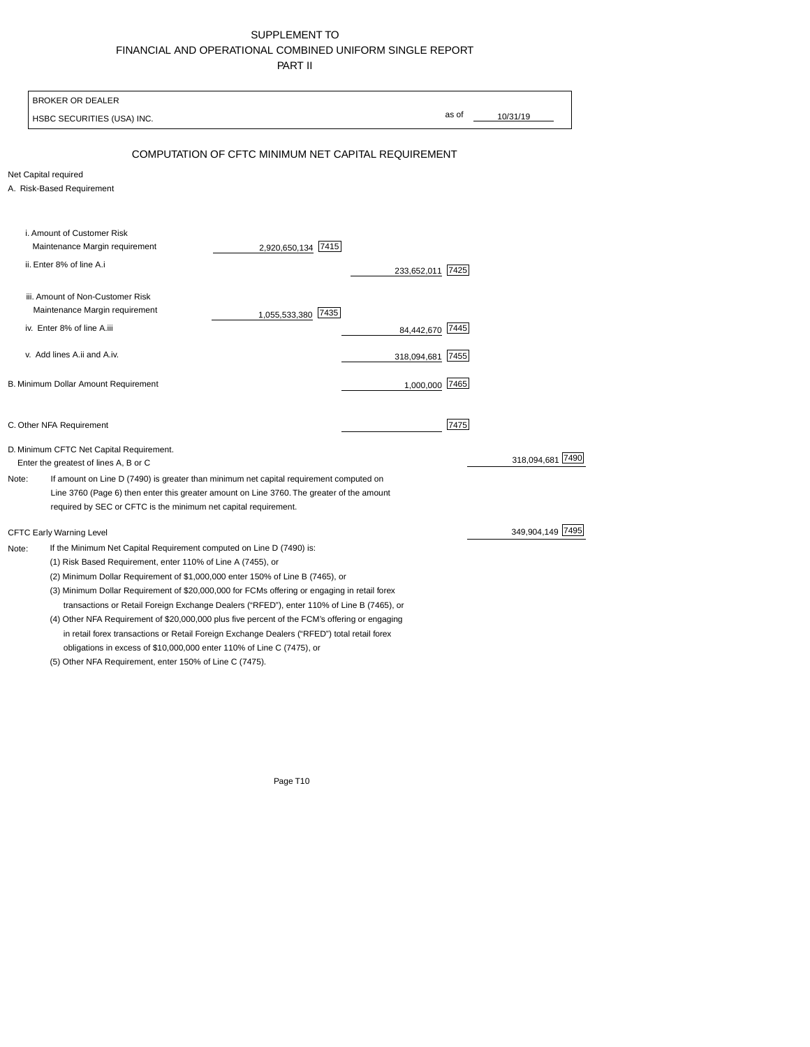SUPPLEMENT TO
FINANCIAL AND OPERATIONAL COMBINED UNIFORM SINGLE REPORT
PART II

| | |
|---|---|
| BROKER OR DEALER | |
| HSBC SECURITIES (USA) INC. | as of 10/31/19 |

## COMPUTATION OF CFTC MINIMUM NET CAPITAL REQUIREMENT

Net Capital required

A. Risk-Based Requirement

| | | | |
|---|---|---|---|
| i. Amount of Customer Risk Maintenance Margin requirement | 2,920,650,134 [7415] | | |
| ii. Enter 8% of line A.i | | 233,652,011 [7425] | |
| iii. Amount of Non-Customer Risk Maintenance Margin requirement | 1,055,533,380 [7435] | | |
| iv. Enter 8% of line A.iii | | 84,442,670 [7445] | |
| v. Add lines A.ii and A.iv. | | 318,094,681 [7455] | |
| B. Minimum Dollar Amount Requirement | | 1,000,000 [7465] | |
| C. Other NFA Requirement | | [7475] | |
| D. Minimum CFTC Net Capital Requirement. Enter the greatest of lines A, B or C | | | 318,094,681 [7490] |

Note: If amount on Line D (7490) is greater than minimum net capital requirement computed on Line 3760 (Page 6) then enter this greater amount on Line 3760. The greater of the amount required by SEC or CFTC is the minimum net capital requirement.

CFTC Early Warning Level 349,904,149 [7495]

Note: If the Minimum Net Capital Requirement computed on Line D (7490) is:

(1) Risk Based Requirement, enter 110% of Line A (7455), or

(2) Minimum Dollar Requirement of $1,000,000 enter 150% of Line B (7465), or

(3) Minimum Dollar Requirement of $20,000,000 for FCMs offering or engaging in retail forex transactions or Retail Foreign Exchange Dealers ("RFED"), enter 110% of Line B (7465), or

(4) Other NFA Requirement of $20,000,000 plus five percent of the FCM's offering or engaging in retail forex transactions or Retail Foreign Exchange Dealers ("RFED") total retail forex obligations in excess of $10,000,000 enter 110% of Line C (7475), or

(5) Other NFA Requirement, enter 150% of Line C (7475).